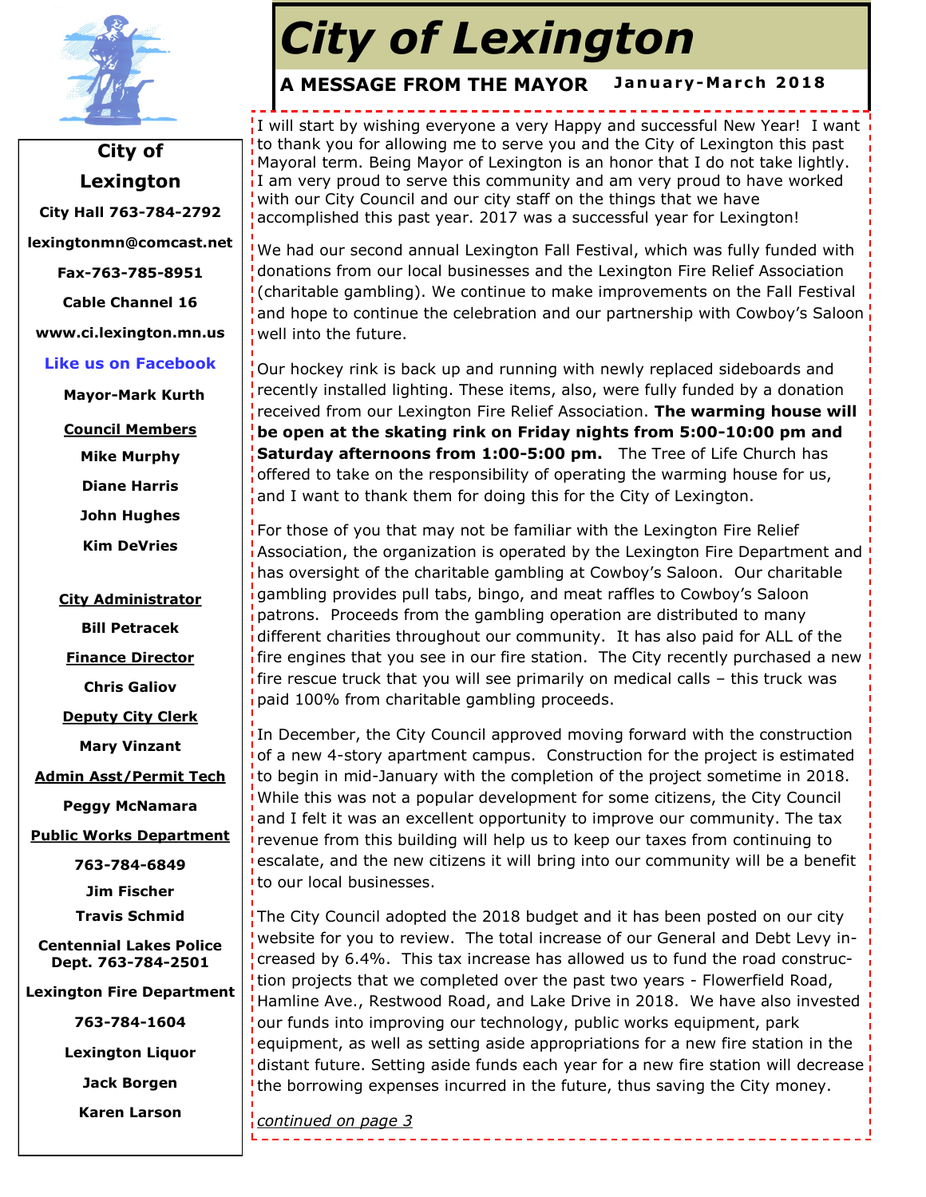# City of Lexington

## A MESSAGE FROM THE MAYOR

**January-March 2018**

I will start by wishing everyone a very Happy and successful New Year! I want to thank you for allowing me to serve you and the City of Lexington this past Mayoral term. Being Mayor of Lexington is an honor that I do not take lightly. I am very proud to serve this community and am very proud to have worked with our City Council and our city staff on the things that we have accomplished this past year. 2017 was a successful year for Lexington!

We had our second annual Lexington Fall Festival, which was fully funded with donations from our local businesses and the Lexington Fire Relief Association (charitable gambling). We continue to make improvements on the Fall Festival and hope to continue the celebration and our partnership with Cowboy's Saloon well into the future.

Our hockey rink is back up and running with newly replaced sideboards and recently installed lighting. These items, also, were fully funded by a donation received from our Lexington Fire Relief Association. **The warming house will be open at the skating rink on Friday nights from 5:00-10:00 pm and Saturday afternoons from 1:00-5:00 pm.** The Tree of Life Church has offered to take on the responsibility of operating the warming house for us, and I want to thank them for doing this for the City of Lexington.

For those of you that may not be familiar with the Lexington Fire Relief Association, the organization is operated by the Lexington Fire Department and has oversight of the charitable gambling at Cowboy's Saloon. Our charitable gambling provides pull tabs, bingo, and meat raffles to Cowboy's Saloon patrons. Proceeds from the gambling operation are distributed to many different charities throughout our community. It has also paid for ALL of the fire engines that you see in our fire station. The City recently purchased a new fire rescue truck that you will see primarily on medical calls – this truck was paid 100% from charitable gambling proceeds.

In December, the City Council approved moving forward with the construction of a new 4-story apartment campus. Construction for the project is estimated to begin in mid-January with the completion of the project sometime in 2018. While this was not a popular development for some citizens, the City Council and I felt it was an excellent opportunity to improve our community. The tax revenue from this building will help us to keep our taxes from continuing to escalate, and the new citizens it will bring into our community will be a benefit to our local businesses.

The City Council adopted the 2018 budget and it has been posted on our city website for you to review. The total increase of our General and Debt Levy increased by 6.4%. This tax increase has allowed us to fund the road construction projects that we completed over the past two years - Flowerfield Road, Hamline Ave., Restwood Road, and Lake Drive in 2018. We have also invested our funds into improving our technology, public works equipment, park equipment, as well as setting aside appropriations for a new fire station in the distant future. Setting aside funds each year for a new fire station will decrease the borrowing expenses incurred in the future, thus saving the City money.

*continued on page 3*

---

**City of Lexington**

**City Hall 763-784-2792**

**lexingtonmn@comcast.net**

**Fax-763-785-8951**

**Cable Channel 16**

**www.ci.lexington.mn.us**

**Like us on Facebook**

**Mayor-Mark Kurth**

**Council Members**

**Mike Murphy**

**Diane Harris**

**John Hughes**

**Kim DeVries**

**City Administrator**

**Bill Petracek**

**Finance Director**

**Chris Galiov**

**Deputy City Clerk**

**Mary Vinzant**

**Admin Asst/Permit Tech**

**Peggy McNamara**

**Public Works Department**

**763-784-6849**

**Jim Fischer**

**Travis Schmid**

**Centennial Lakes Police Dept. 763-784-2501**

**Lexington Fire Department**

**763-784-1604**

**Lexington Liquor**

**Jack Borgen**

**Karen Larson**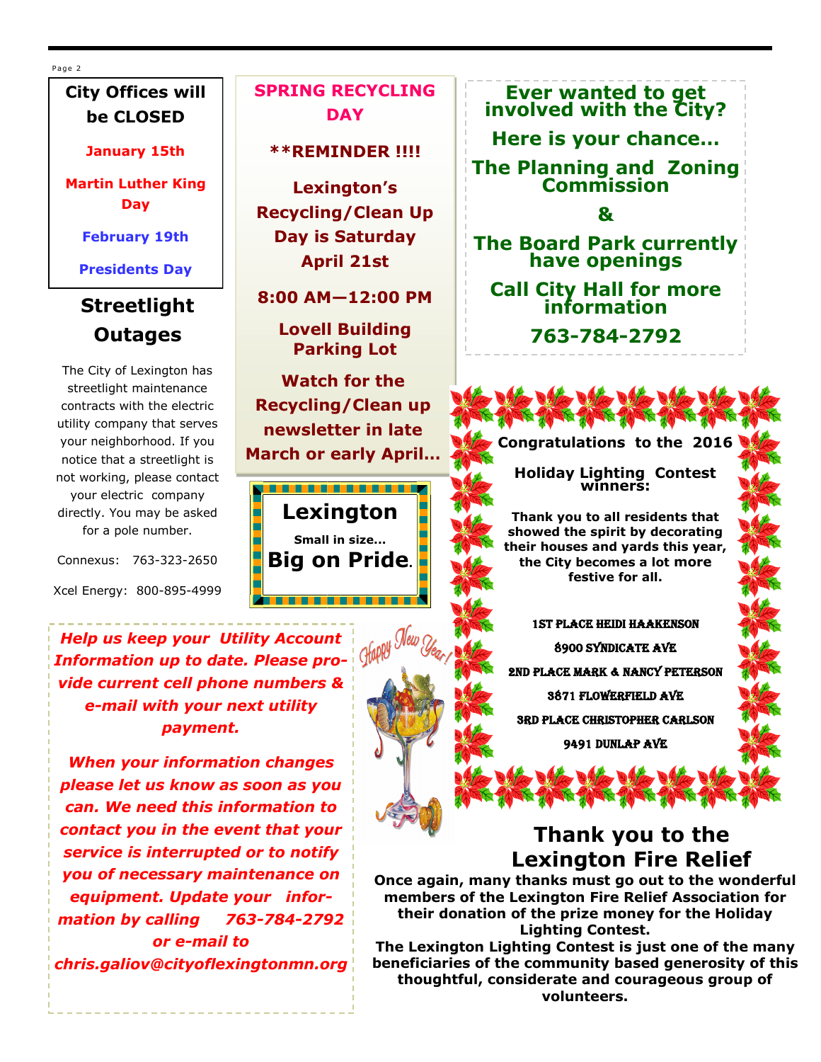## City Offices will be CLOSED

**January 15th**

**Martin Luther King Day**

**February 19th**

**Presidents Day**

## Streetlight Outages

The City of Lexington has streetlight maintenance contracts with the electric utility company that serves your neighborhood. If you notice that a streetlight is not working, please contact your electric company directly. You may be asked for a pole number.

Connexus: 763-323-2650

Xcel Energy: 800-895-4999

## SPRING RECYCLING DAY

**REMINDER !!!!**

**Lexington's Recycling/Clean Up Day is Saturday April 21st**

**8:00 AM—12:00 PM**

**Lovell Building Parking Lot**

**Watch for the Recycling/Clean up newsletter in late March or early April...**

**Lexington**

**Small in size...**

**Big on Pride.**

## Ever wanted to get involved with the City?

**Here is your chance...**

**The Planning and Zoning Commission**

**&**

**The Board Park currently have openings**

**Call City Hall for more information**

**763-784-2792**

***Help us keep your Utility Account Information up to date. Please provide current cell phone numbers & e-mail with your next utility payment.***

***When your information changes please let us know as soon as you can. We need this information to contact you in the event that your service is interrupted or to notify you of necessary maintenance on equipment. Update your information by calling 763-784-2792 or e-mail to chris.galiov@cityoflexingtonmn.org***

Happy New Year!

**Congratulations to the 2016 Holiday Lighting Contest winners:**

**Thank you to all residents that showed the spirit by decorating their houses and yards this year, the City becomes a lot more festive for all.**

1st Place Heidi Haakenson
8900 Syndicate Ave

2nd Place Mark & Nancy Peterson
3871 Flowerfield Ave

3rd Place Christopher Carlson
9491 Dunlap Ave

## Thank you to the Lexington Fire Relief

**Once again, many thanks must go out to the wonderful members of the Lexington Fire Relief Association for their donation of the prize money for the Holiday Lighting Contest.**

**The Lexington Lighting Contest is just one of the many beneficiaries of the community based generosity of this thoughtful, considerate and courageous group of volunteers.**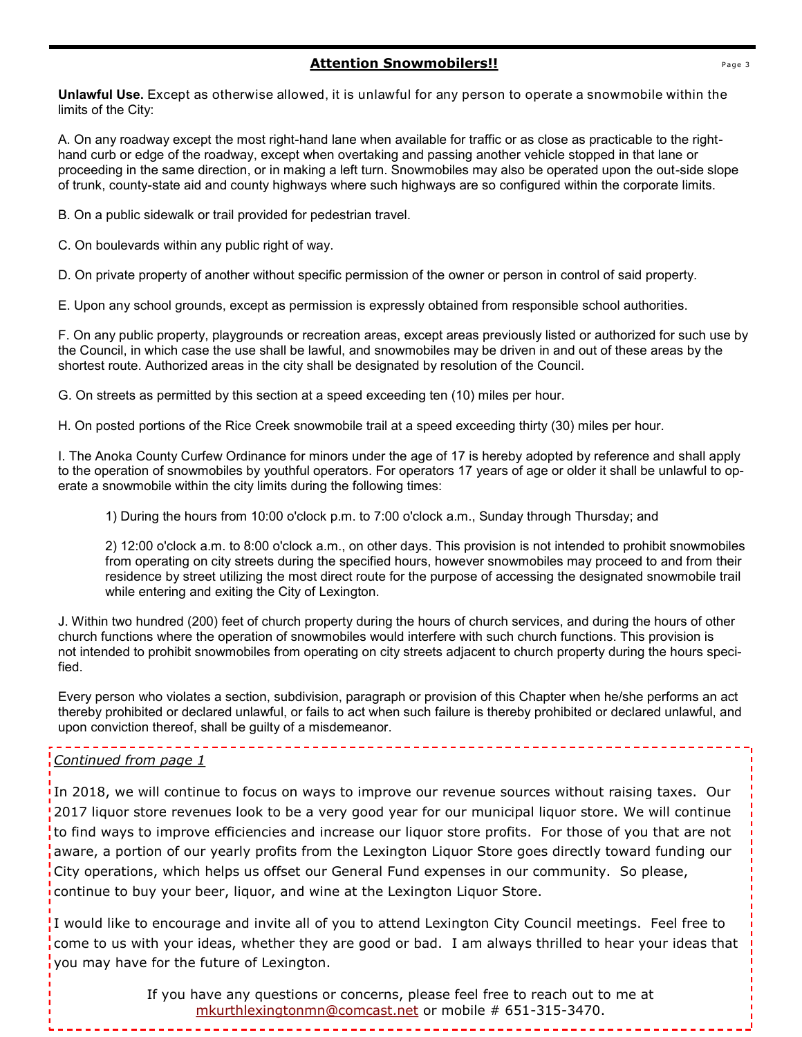## Attention Snowmobilers!!

**Unlawful Use.** Except as otherwise allowed, it is unlawful for any person to operate a snowmobile within the limits of the City:

A. On any roadway except the most right-hand lane when available for traffic or as close as practicable to the right-hand curb or edge of the roadway, except when overtaking and passing another vehicle stopped in that lane or proceeding in the same direction, or in making a left turn. Snowmobiles may also be operated upon the out-side slope of trunk, county-state aid and county highways where such highways are so configured within the corporate limits.

B. On a public sidewalk or trail provided for pedestrian travel.

C. On boulevards within any public right of way.

D. On private property of another without specific permission of the owner or person in control of said property.

E. Upon any school grounds, except as permission is expressly obtained from responsible school authorities.

F. On any public property, playgrounds or recreation areas, except areas previously listed or authorized for such use by the Council, in which case the use shall be lawful, and snowmobiles may be driven in and out of these areas by the shortest route. Authorized areas in the city shall be designated by resolution of the Council.

G. On streets as permitted by this section at a speed exceeding ten (10) miles per hour.

H. On posted portions of the Rice Creek snowmobile trail at a speed exceeding thirty (30) miles per hour.

I. The Anoka County Curfew Ordinance for minors under the age of 17 is hereby adopted by reference and shall apply to the operation of snowmobiles by youthful operators. For operators 17 years of age or older it shall be unlawful to operate a snowmobile within the city limits during the following times:

> 1) During the hours from 10:00 o'clock p.m. to 7:00 o'clock a.m., Sunday through Thursday; and
>
> 2) 12:00 o'clock a.m. to 8:00 o'clock a.m., on other days. This provision is not intended to prohibit snowmobiles from operating on city streets during the specified hours, however snowmobiles may proceed to and from their residence by street utilizing the most direct route for the purpose of accessing the designated snowmobile trail while entering and exiting the City of Lexington.

J. Within two hundred (200) feet of church property during the hours of church services, and during the hours of other church functions where the operation of snowmobiles would interfere with such church functions. This provision is not intended to prohibit snowmobiles from operating on city streets adjacent to church property during the hours specified.

Every person who violates a section, subdivision, paragraph or provision of this Chapter when he/she performs an act thereby prohibited or declared unlawful, or fails to act when such failure is thereby prohibited or declared unlawful, and upon conviction thereof, shall be guilty of a misdemeanor.

---

*Continued from page 1*

In 2018, we will continue to focus on ways to improve our revenue sources without raising taxes. Our 2017 liquor store revenues look to be a very good year for our municipal liquor store. We will continue to find ways to improve efficiencies and increase our liquor store profits. For those of you that are not aware, a portion of our yearly profits from the Lexington Liquor Store goes directly toward funding our City operations, which helps us offset our General Fund expenses in our community. So please, continue to buy your beer, liquor, and wine at the Lexington Liquor Store.

I would like to encourage and invite all of you to attend Lexington City Council meetings. Feel free to come to us with your ideas, whether they are good or bad. I am always thrilled to hear your ideas that you may have for the future of Lexington.

If you have any questions or concerns, please feel free to reach out to me at mkurthlexingtonmn@comcast.net or mobile # 651-315-3470.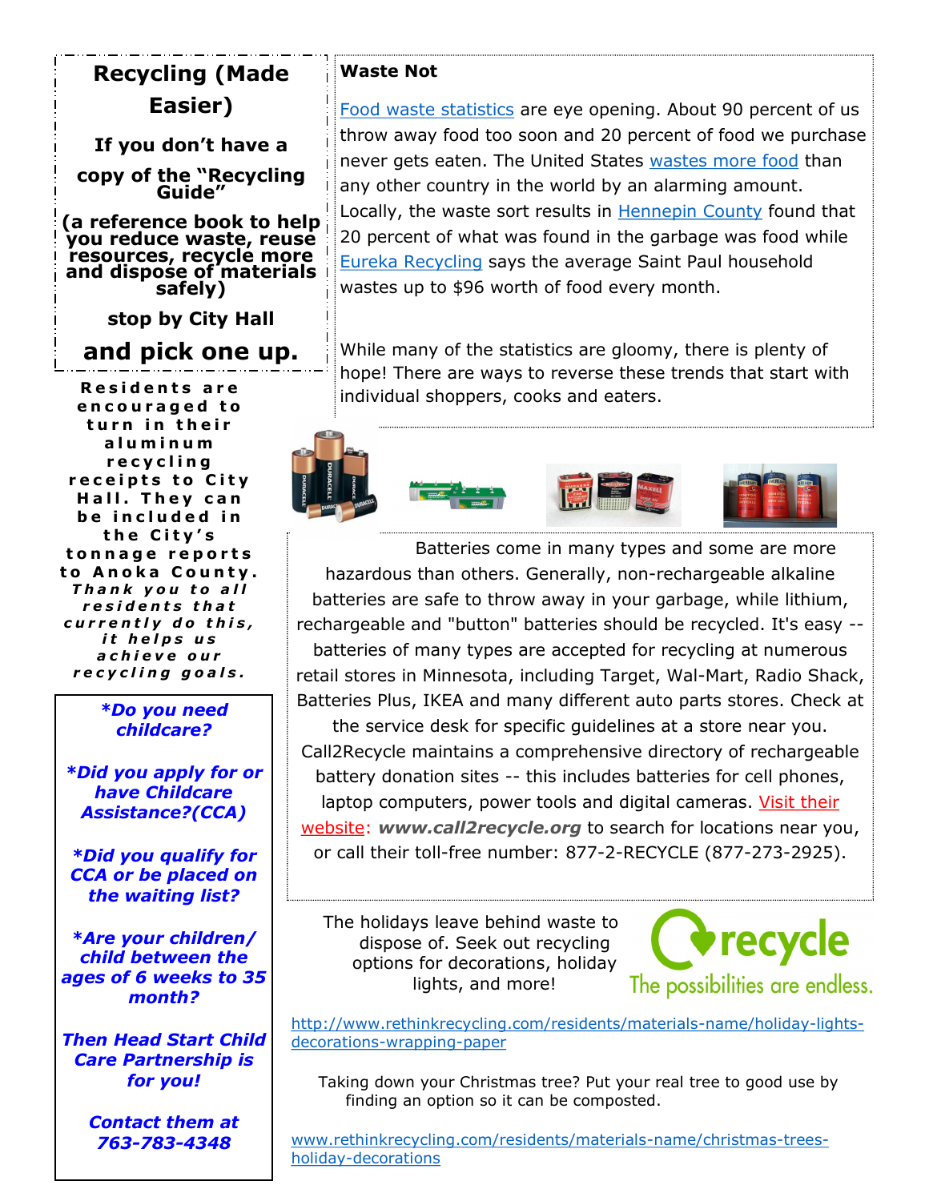## Recycling (Made Easier)

**If you don't have a copy of the "Recycling Guide"**

**(a reference book to help you reduce waste, reuse resources, recycle more and dispose of materials safely)**

**stop by City Hall**

**and pick one up.**

**Residents are encouraged to turn in their aluminum recycling receipts to City Hall. They can be included in the City's tonnage reports to Anoka County.** ***Thank you to all residents that currently do this, it helps us achieve our recycling goals.***

***\*Do you need childcare?***

***\*Did you apply for or have Childcare Assistance?(CCA)***

***\*Did you qualify for CCA or be placed on the waiting list?***

***\*Are your children/ child between the ages of 6 weeks to 35 month?***

***Then Head Start Child Care Partnership is for you!***

***Contact them at 763-783-4348***

### Waste Not

Food waste statistics are eye opening. About 90 percent of us throw away food too soon and 20 percent of food we purchase never gets eaten. The United States wastes more food than any other country in the world by an alarming amount. Locally, the waste sort results in Hennepin County found that 20 percent of what was found in the garbage was food while Eureka Recycling says the average Saint Paul household wastes up to $96 worth of food every month.

While many of the statistics are gloomy, there is plenty of hope! There are ways to reverse these trends that start with individual shoppers, cooks and eaters.

Batteries come in many types and some are more hazardous than others. Generally, non-rechargeable alkaline batteries are safe to throw away in your garbage, while lithium, rechargeable and "button" batteries should be recycled. It's easy -- batteries of many types are accepted for recycling at numerous retail stores in Minnesota, including Target, Wal-Mart, Radio Shack, Batteries Plus, IKEA and many different auto parts stores. Check at the service desk for specific guidelines at a store near you. Call2Recycle maintains a comprehensive directory of rechargeable battery donation sites -- this includes batteries for cell phones, laptop computers, power tools and digital cameras. Visit their website: ***www.call2recycle.org*** to search for locations near you, or call their toll-free number: 877-2-RECYCLE (877-273-2925).

The holidays leave behind waste to dispose of. Seek out recycling options for decorations, holiday lights, and more!

recycle
The possibilities are endless.

http://www.rethinkrecycling.com/residents/materials-name/holiday-lights-decorations-wrapping-paper

Taking down your Christmas tree? Put your real tree to good use by finding an option so it can be composted.

www.rethinkrecycling.com/residents/materials-name/christmas-trees-holiday-decorations